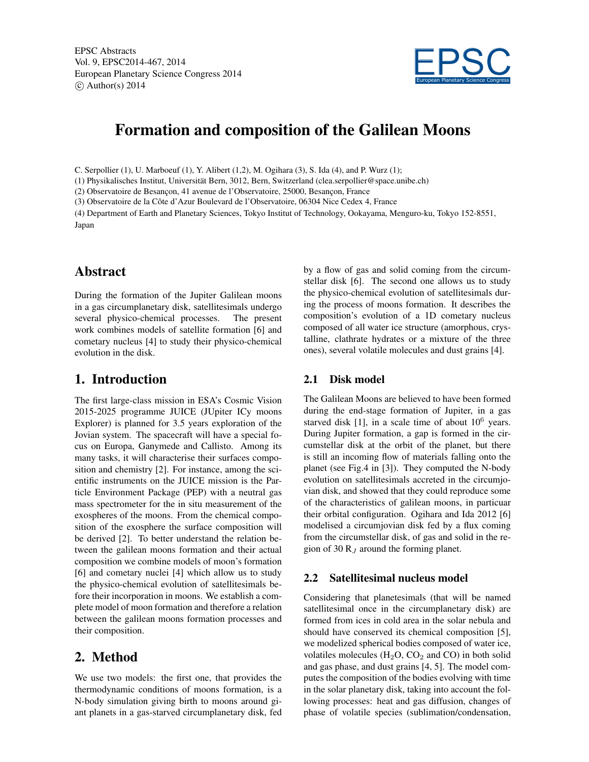# Formation and composition of the Galilean Moons

C. Serpollier (1), U. Marboeuf (1), Y. Alibert (1,2), M. Ogihara (3), S. Ida (4), and P. Wurz (1);

(1) Physikalisches Institut, Universität Bern, 3012, Bern, Switzerland (clea.serpollier@space.unibe.ch)

(2) Observatoire de Besançon, 41 avenue de l'Observatoire, 25000, Besançon, France

(3) Observatoire de la Côte d'Azur Boulevard de l'Observatoire, 06304 Nice Cedex 4, France

(4) Department of Earth and Planetary Sciences, Tokyo Institut of Technology, Ookayama, Menguro-ku, Tokyo 152-8551, Japan

## Abstract

During the formation of the Jupiter Galilean moons in a gas circumplanetary disk, satellitesimals undergo several physico-chemical processes. The present work combines models of satellite formation [6] and cometary nucleus [4] to study their physico-chemical evolution in the disk.

## 1. Introduction

The first large-class mission in ESA's Cosmic Vision 2015-2025 programme JUICE (JUpiter ICy moons Explorer) is planned for 3.5 years exploration of the Jovian system. The spacecraft will have a special focus on Europa, Ganymede and Callisto. Among its many tasks, it will characterise their surfaces composition and chemistry [2]. For instance, among the scientific instruments on the JUICE mission is the Particle Environment Package (PEP) with a neutral gas mass spectrometer for the in situ measurement of the exospheres of the moons. From the chemical composition of the exosphere the surface composition will be derived [2]. To better understand the relation between the galilean moons formation and their actual composition we combine models of moon's formation [6] and cometary nuclei [4] which allow us to study the physico-chemical evolution of satellitesimals before their incorporation in moons. We establish a complete model of moon formation and therefore a relation between the galilean moons formation processes and their composition.

## 2. Method

We use two models: the first one, that provides the thermodynamic conditions of moons formation, is a N-body simulation giving birth to moons around giant planets in a gas-starved circumplanetary disk, fed by a flow of gas and solid coming from the circumstellar disk [6]. The second one allows us to study the physico-chemical evolution of satellitesimals during the process of moons formation. It describes the composition's evolution of a 1D cometary nucleus composed of all water ice structure (amorphous, crystalline, clathrate hydrates or a mixture of the three ones), several volatile molecules and dust grains [4].

### 2.1 Disk model

The Galilean Moons are believed to have been formed during the end-stage formation of Jupiter, in a gas starved disk [1], in a scale time of about $10^6$ years. During Jupiter formation, a gap is formed in the circumstellar disk at the orbit of the planet, but there is still an incoming flow of materials falling onto the planet (see Fig.4 in [3]). They computed the N-body evolution on satellitesimals accreted in the circumjovian disk, and showed that they could reproduce some of the characteristics of galilean moons, in particuar their orbital configuration. Ogihara and Ida 2012 [6] modelised a circumjovian disk fed by a flux coming from the circumstellar disk, of gas and solid in the region of 30 $R_J$ around the forming planet.

### 2.2 Satellitesimal nucleus model

Considering that planetesimals (that will be named satellitesimal once in the circumplanetary disk) are formed from ices in cold area in the solar nebula and should have conserved its chemical composition [5], we modelized spherical bodies composed of water ice, volatiles molecules ($H_2O$, $CO_2$ and CO) in both solid and gas phase, and dust grains [4, 5]. The model computes the composition of the bodies evolving with time in the solar planetary disk, taking into account the following processes: heat and gas diffusion, changes of phase of volatile species (sublimation/condensation,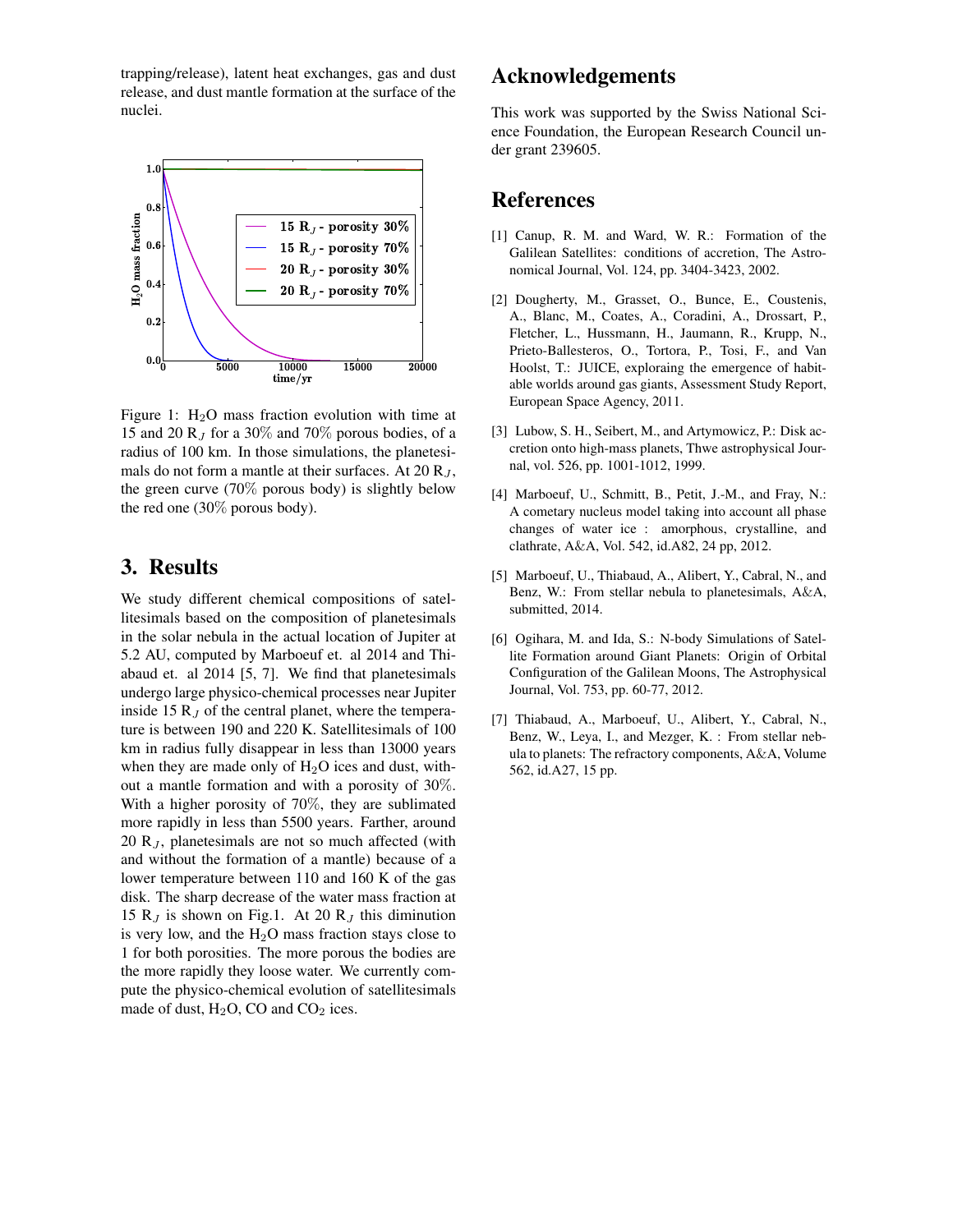trapping/release), latent heat exchanges, gas and dust release, and dust mantle formation at the surface of the nuclei.

1.0
0.8
0.6
0.4
0.2
0.0
$H_2O$ mass fraction
0
5000
10000
15000
20000
time/yr
15 $R_J$ - porosity 30%
15 $R_J$ - porosity 70%
20 $R_J$ - porosity 30%
20 $R_J$ - porosity 70%

Figure 1: $H_2O$ mass fraction evolution with time at 15 and 20 $R_J$ for a 30% and 70% porous bodies, of a radius of 100 km. In those simulations, the planetesimals do not form a mantle at their surfaces. At 20 $R_J$, the green curve (70% porous body) is slightly below the red one (30% porous body).

## 3. Results

We study different chemical compositions of satellitesimals based on the composition of planetesimals in the solar nebula in the actual location of Jupiter at 5.2 AU, computed by Marboeuf et. al 2014 and Thiabaud et. al 2014 [5, 7]. We find that planetesimals undergo large physico-chemical processes near Jupiter inside 15 $R_J$ of the central planet, where the temperature is between 190 and 220 K. Satellitesimals of 100 km in radius fully disappear in less than 13000 years when they are made only of $H_2O$ ices and dust, without a mantle formation and with a porosity of 30%. With a higher porosity of 70%, they are sublimated more rapidly in less than 5500 years. Farther, around 20 $R_J$, planetesimals are not so much affected (with and without the formation of a mantle) because of a lower temperature between 110 and 160 K of the gas disk. The sharp decrease of the water mass fraction at 15 $R_J$ is shown on Fig.1. At 20 $R_J$ this diminution is very low, and the $H_2O$ mass fraction stays close to 1 for both porosities. The more porous the bodies are the more rapidly they loose water. We currently compute the physico-chemical evolution of satellitesimals made of dust, $H_2O$, CO and $CO_2$ ices.

## Acknowledgements

This work was supported by the Swiss National Science Foundation, the European Research Council under grant 239605.

## References

[1] Canup, R. M. and Ward, W. R.: Formation of the Galilean Satellites: conditions of accretion, The Astronomical Journal, Vol. 124, pp. 3404-3423, 2002.

[2] Dougherty, M., Grasset, O., Bunce, E., Coustenis, A., Blanc, M., Coates, A., Coradini, A., Drossart, P., Fletcher, L., Hussmann, H., Jaumann, R., Krupp, N., Prieto-Ballesteros, O., Tortora, P., Tosi, F., and Van Hoolst, T.: JUICE, exploraing the emergence of habitable worlds around gas giants, Assessment Study Report, European Space Agency, 2011.

[3] Lubow, S. H., Seibert, M., and Artymowicz, P.: Disk accretion onto high-mass planets, Thwe astrophysical Journal, vol. 526, pp. 1001-1012, 1999.

[4] Marboeuf, U., Schmitt, B., Petit, J.-M., and Fray, N.: A cometary nucleus model taking into account all phase changes of water ice : amorphous, crystalline, and clathrate, A&A, Vol. 542, id.A82, 24 pp, 2012.

[5] Marboeuf, U., Thiabaud, A., Alibert, Y., Cabral, N., and Benz, W.: From stellar nebula to planetesimals, A&A, submitted, 2014.

[6] Ogihara, M. and Ida, S.: N-body Simulations of Satellite Formation around Giant Planets: Origin of Orbital Configuration of the Galilean Moons, The Astrophysical Journal, Vol. 753, pp. 60-77, 2012.

[7] Thiabaud, A., Marboeuf, U., Alibert, Y., Cabral, N., Benz, W., Leya, I., and Mezger, K. : From stellar nebula to planets: The refractory components, A&A, Volume 562, id.A27, 15 pp.